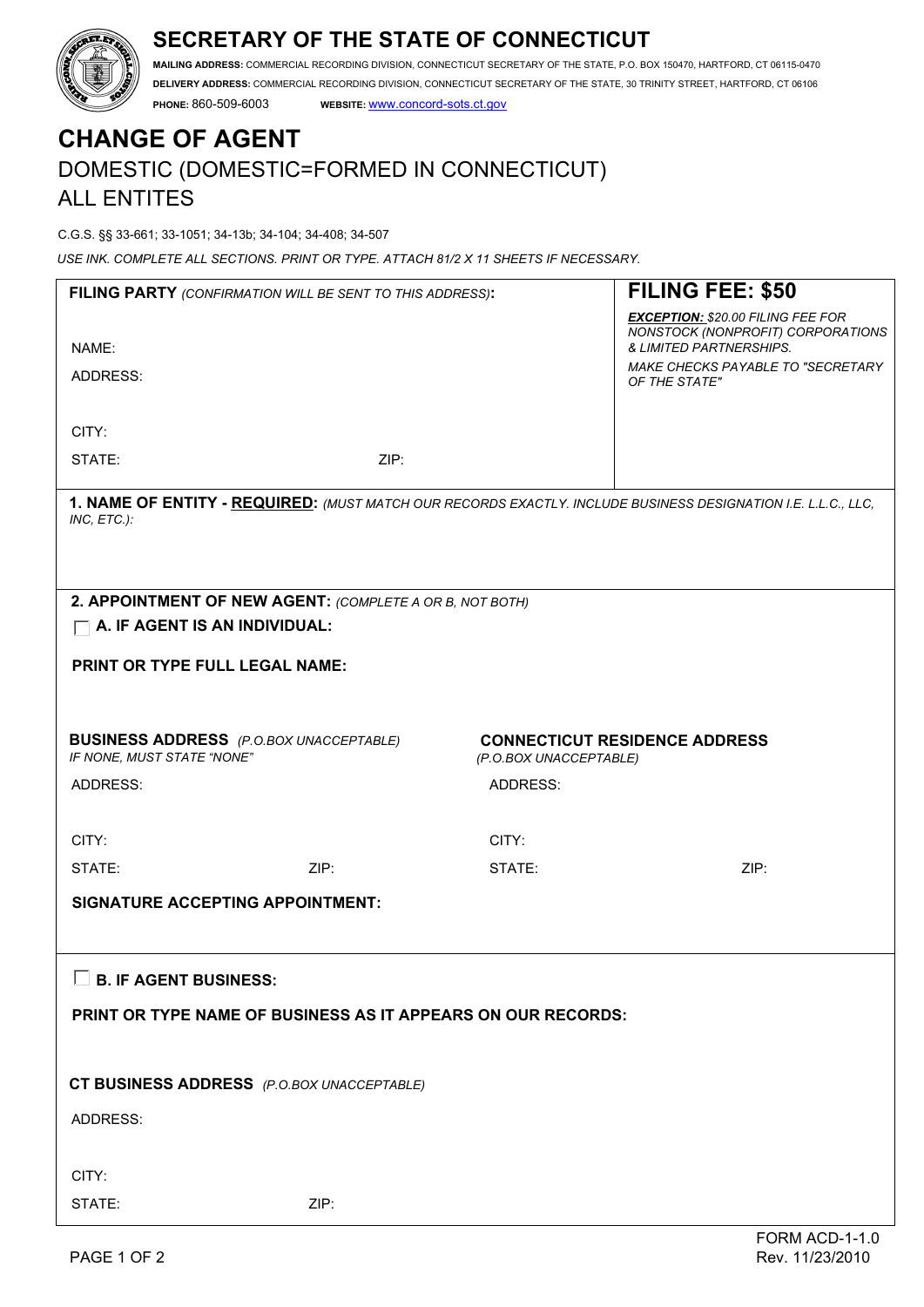# SECRETARY OF THE STATE OF CONNECTICUT

**MAILING ADDRESS:** COMMERCIAL RECORDING DIVISION, CONNECTICUT SECRETARY OF THE STATE, P.O. BOX 150470, HARTFORD, CT 06115-0470

**DELIVERY ADDRESS:** COMMERCIAL RECORDING DIVISION, CONNECTICUT SECRETARY OF THE STATE, 30 TRINITY STREET, HARTFORD, CT 06106

**PHONE:** 860-509-6003 **WEBSITE:** www.concord-sots.ct.gov

# CHANGE OF AGENT

## DOMESTIC (DOMESTIC=FORMED IN CONNECTICUT)

## ALL ENTITES

C.G.S. §§ 33-661; 33-1051; 34-13b; 34-104; 34-408; 34-507

*USE INK. COMPLETE ALL SECTIONS. PRINT OR TYPE. ATTACH 81/2 X 11 SHEETS IF NECESSARY.*

**FILING PARTY** *(CONFIRMATION WILL BE SENT TO THIS ADDRESS)***:**

NAME:

ADDRESS:

CITY:

STATE: ZIP:

## FILING FEE: $50

***EXCEPTION:*** *$20.00 FILING FEE FOR NONSTOCK (NONPROFIT) CORPORATIONS & LIMITED PARTNERSHIPS.*

*MAKE CHECKS PAYABLE TO "SECRETARY OF THE STATE"*

**1. NAME OF ENTITY - REQUIRED:** *(MUST MATCH OUR RECORDS EXACTLY. INCLUDE BUSINESS DESIGNATION I.E. L.L.C., LLC, INC, ETC.):*

**2. APPOINTMENT OF NEW AGENT:** *(COMPLETE A OR B, NOT BOTH)*

☐ **A. IF AGENT IS AN INDIVIDUAL:**

**PRINT OR TYPE FULL LEGAL NAME:**

**BUSINESS ADDRESS** *(P.O.BOX UNACCEPTABLE)*
*IF NONE, MUST STATE "NONE"*

ADDRESS:

CITY:

STATE: ZIP:

**CONNECTICUT RESIDENCE ADDRESS**
*(P.O.BOX UNACCEPTABLE)*

ADDRESS:

CITY:

STATE: ZIP:

**SIGNATURE ACCEPTING APPOINTMENT:**

☐ **B. IF AGENT BUSINESS:**

**PRINT OR TYPE NAME OF BUSINESS AS IT APPEARS ON OUR RECORDS:**

**CT BUSINESS ADDRESS** *(P.O.BOX UNACCEPTABLE)*

ADDRESS:

CITY:

STATE: ZIP:

FORM ACD-1-1.0
Rev. 11/23/2010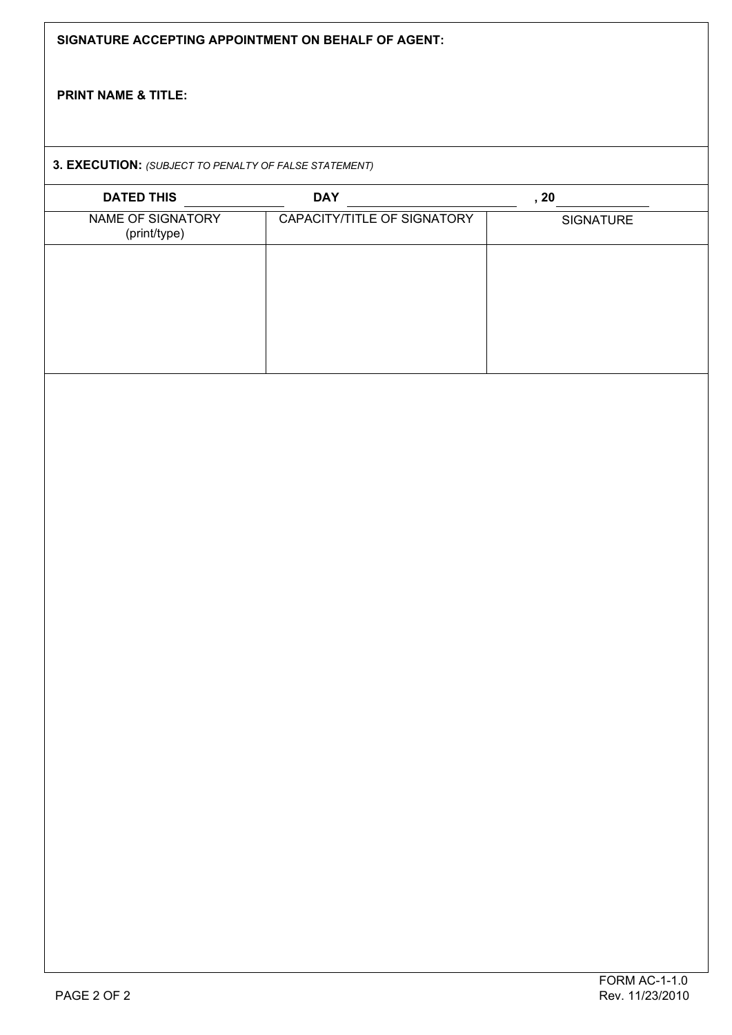**SIGNATURE ACCEPTING APPOINTMENT ON BEHALF OF AGENT:**

**PRINT NAME & TITLE:**

**3. EXECUTION:** *(SUBJECT TO PENALTY OF FALSE STATEMENT)*

**DATED THIS** ____________ **DAY** ____________________ **, 20** __________

| NAME OF SIGNATORY (print/type) | CAPACITY/TITLE OF SIGNATORY | SIGNATURE |
|---|---|---|
| | | |

FORM AC-1-1.0
Rev. 11/23/2010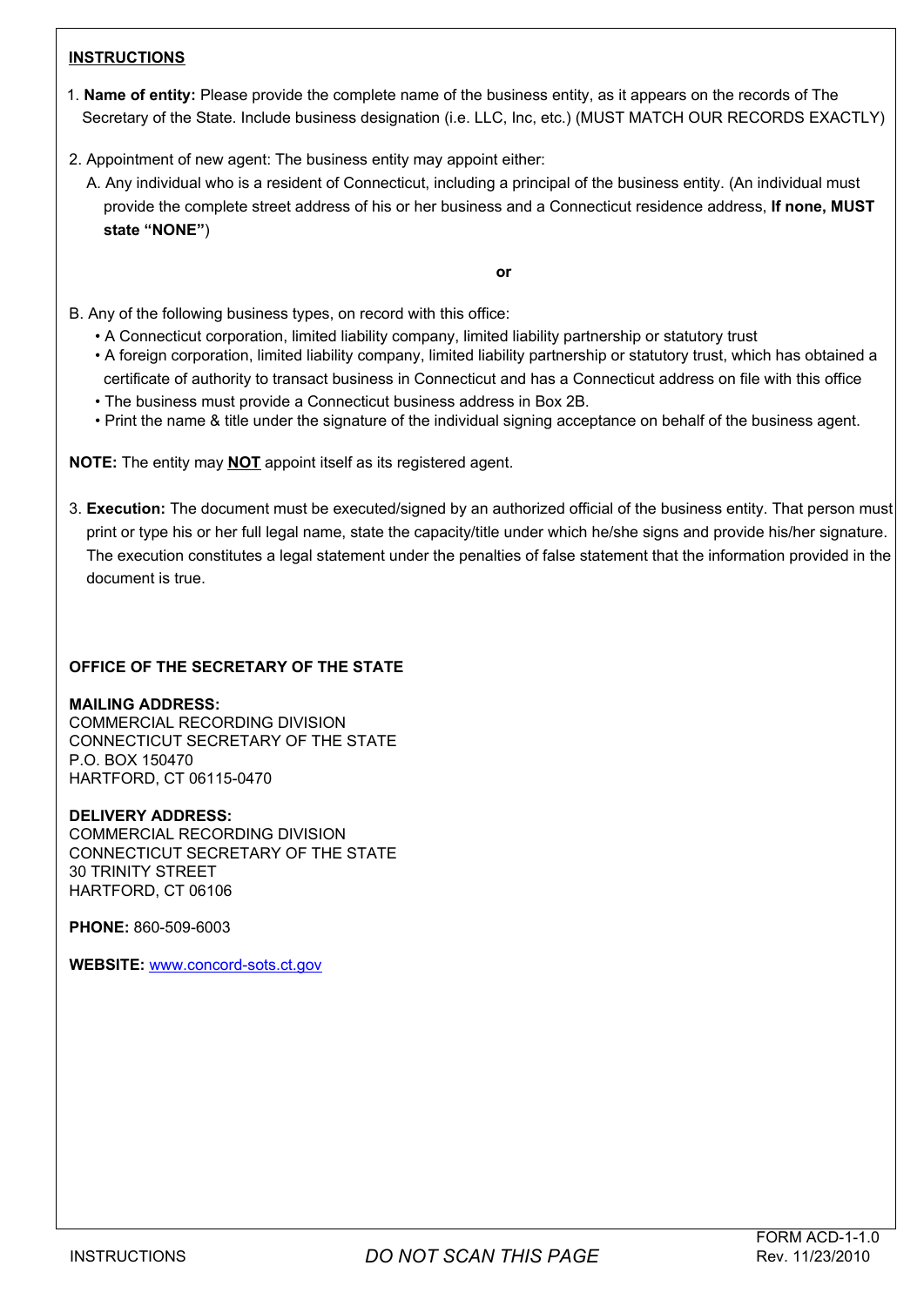## INSTRUCTIONS

1. **Name of entity:** Please provide the complete name of the business entity, as it appears on the records of The Secretary of the State. Include business designation (i.e. LLC, Inc, etc.) (MUST MATCH OUR RECORDS EXACTLY)

2. Appointment of new agent: The business entity may appoint either:

   A. Any individual who is a resident of Connecticut, including a principal of the business entity. (An individual must provide the complete street address of his or her business and a Connecticut residence address, **If none, MUST state "NONE"**)

   **or**

   B. Any of the following business types, on record with this office:
   - A Connecticut corporation, limited liability company, limited liability partnership or statutory trust
   - A foreign corporation, limited liability company, limited liability partnership or statutory trust, which has obtained a certificate of authority to transact business in Connecticut and has a Connecticut address on file with this office
   - The business must provide a Connecticut business address in Box 2B.
   - Print the name & title under the signature of the individual signing acceptance on behalf of the business agent.

**NOTE:** The entity may **NOT** appoint itself as its registered agent.

3. **Execution:** The document must be executed/signed by an authorized official of the business entity. That person must print or type his or her full legal name, state the capacity/title under which he/she signs and provide his/her signature. The execution constitutes a legal statement under the penalties of false statement that the information provided in the document is true.

**OFFICE OF THE SECRETARY OF THE STATE**

**MAILING ADDRESS:**
COMMERCIAL RECORDING DIVISION
CONNECTICUT SECRETARY OF THE STATE
P.O. BOX 150470
HARTFORD, CT 06115-0470

**DELIVERY ADDRESS:**
COMMERCIAL RECORDING DIVISION
CONNECTICUT SECRETARY OF THE STATE
30 TRINITY STREET
HARTFORD, CT 06106

**PHONE:** 860-509-6003

**WEBSITE:** www.concord-sots.ct.gov

INSTRUCTIONS *DO NOT SCAN THIS PAGE* FORM ACD-1-1.0 Rev. 11/23/2010